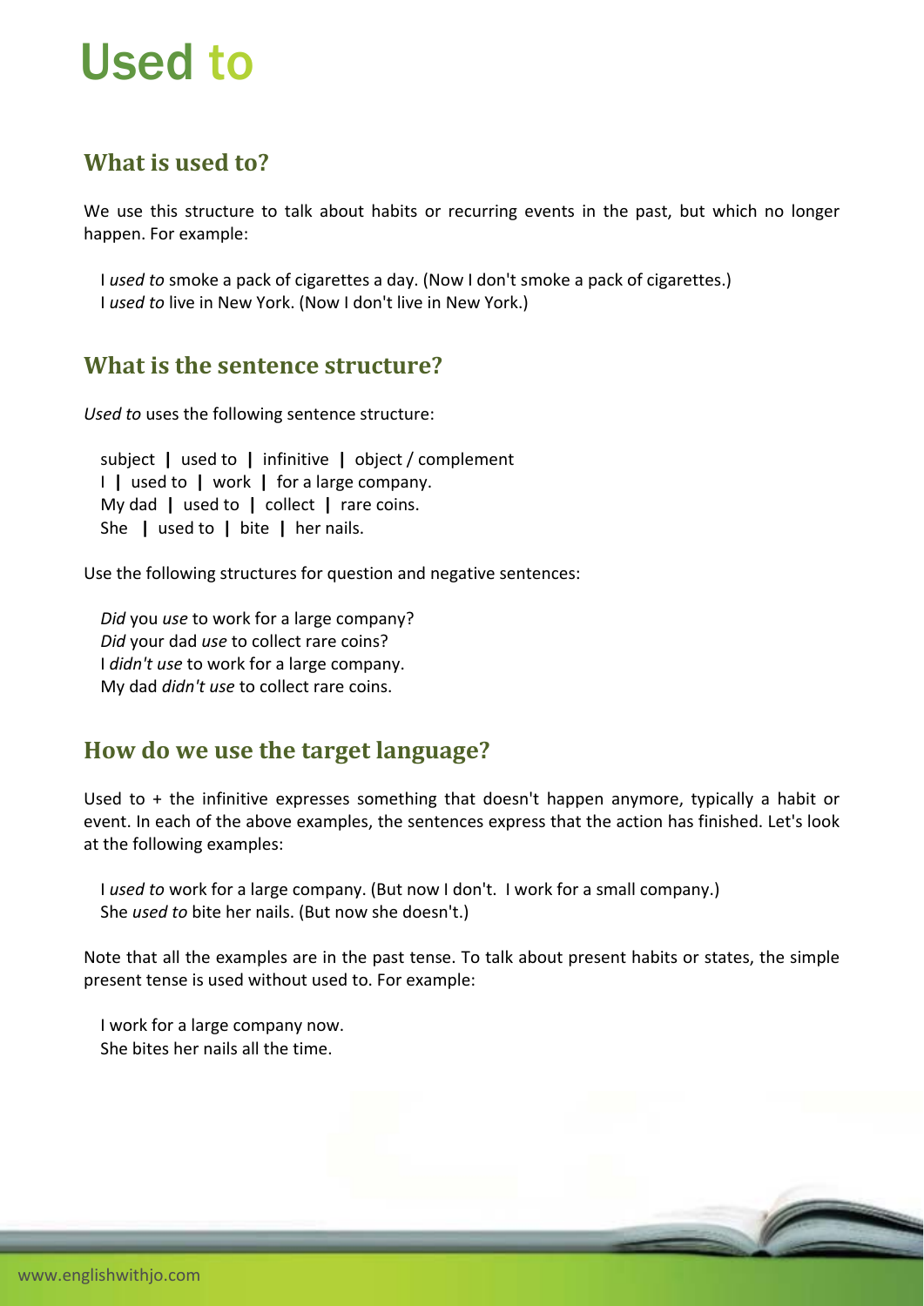# Used to

## What is used to?

We use this structure to talk about habits or recurring events in the past, but which no longer happen. For example:

I *used to* smoke a pack of cigarettes a day. (Now I don't smoke a pack of cigarettes.)
I *used to* live in New York. (Now I don't live in New York.)

## What is the sentence structure?

*Used to* uses the following sentence structure:

subject | used to | infinitive | object / complement
I | used to | work | for a large company.
My dad | used to | collect | rare coins.
She | used to | bite | her nails.

Use the following structures for question and negative sentences:

*Did* you *use* to work for a large company?
*Did* your dad *use* to collect rare coins?
I *didn't use* to work for a large company.
My dad *didn't use* to collect rare coins.

## How do we use the target language?

Used to + the infinitive expresses something that doesn't happen anymore, typically a habit or event. In each of the above examples, the sentences express that the action has finished. Let's look at the following examples:

I *used to* work for a large company. (But now I don't. I work for a small company.)
She *used to* bite her nails. (But now she doesn't.)

Note that all the examples are in the past tense. To talk about present habits or states, the simple present tense is used without used to. For example:

I work for a large company now.
She bites her nails all the time.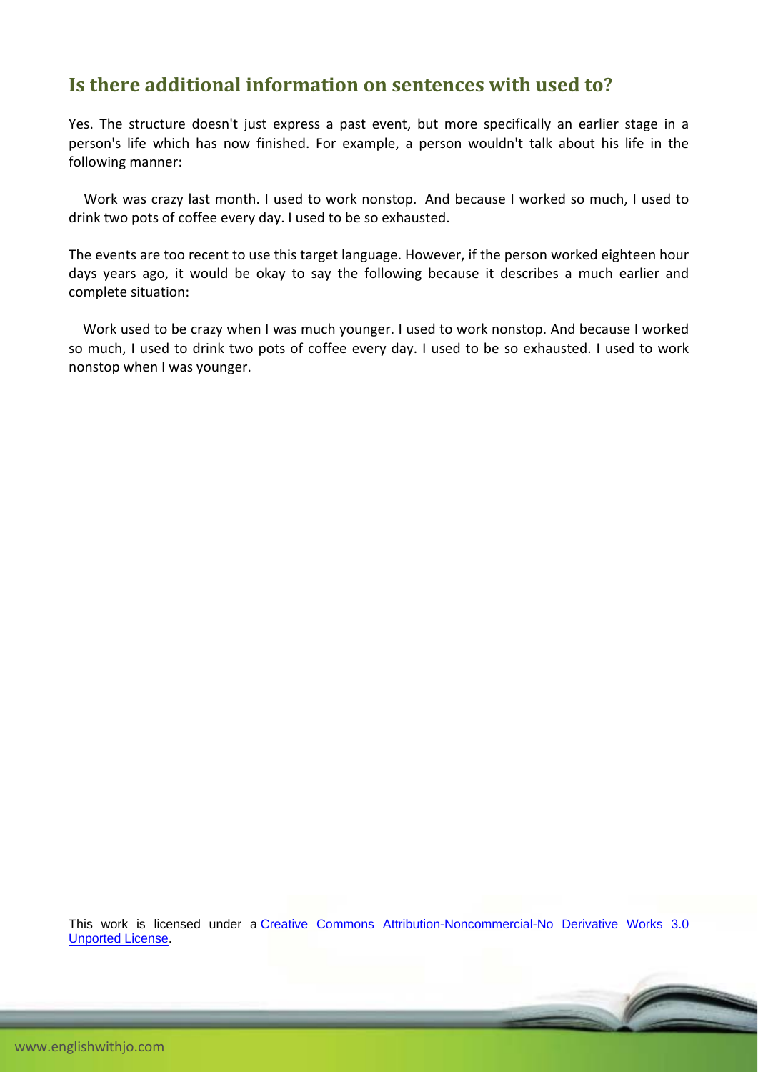## Is there additional information on sentences with used to?

Yes. The structure doesn't just express a past event, but more specifically an earlier stage in a person's life which has now finished. For example, a person wouldn't talk about his life in the following manner:

Work was crazy last month. I used to work nonstop. And because I worked so much, I used to drink two pots of coffee every day. I used to be so exhausted.

The events are too recent to use this target language. However, if the person worked eighteen hour days years ago, it would be okay to say the following because it describes a much earlier and complete situation:

Work used to be crazy when I was much younger. I used to work nonstop. And because I worked so much, I used to drink two pots of coffee every day. I used to be so exhausted. I used to work nonstop when I was younger.

This work is licensed under a Creative Commons Attribution-Noncommercial-No Derivative Works 3.0 Unported License.